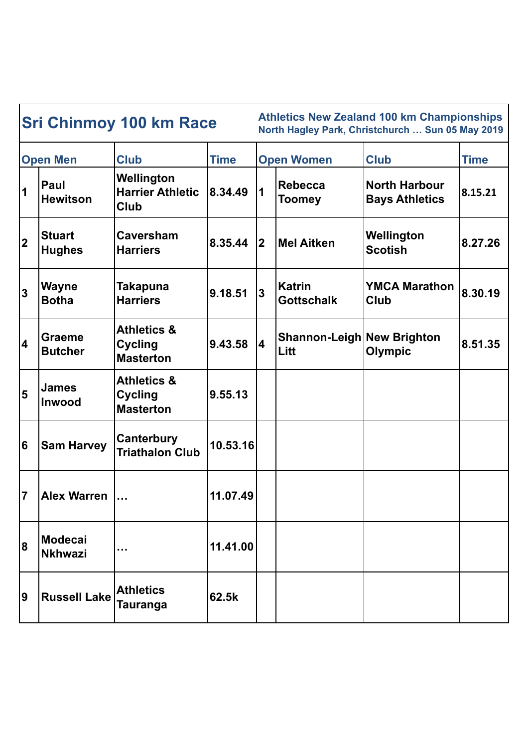# Sri Chinmoy 100 km Race

**Athletics New Zealand 100 km Championships**
**North Hagley Park, Christchurch … Sun 05 May 2019**

| Open Men | | Club | Time | Open Women | | Club | Time |
|---|---|---|---|---|---|---|---|
| 1 | Paul Hewitson | Wellington Harrier Athletic Club | 8.34.49 | 1 | Rebecca Toomey | North Harbour Bays Athletics | 8.15.21 |
| 2 | Stuart Hughes | Caversham Harriers | 8.35.44 | 2 | Mel Aitken | Wellington Scotish | 8.27.26 |
| 3 | Wayne Botha | Takapuna Harriers | 9.18.51 | 3 | Katrin Gottschalk | YMCA Marathon Club | 8.30.19 |
| 4 | Graeme Butcher | Athletics & Cycling Masterton | 9.43.58 | 4 | Shannon-Leigh Litt | New Brighton Olympic | 8.51.35 |
| 5 | James Inwood | Athletics & Cycling Masterton | 9.55.13 | | | | |
| 6 | Sam Harvey | Canterbury Triathalon Club | 10.53.16 | | | | |
| 7 | Alex Warren | … | 11.07.49 | | | | |
| 8 | Modecai Nkhwazi | … | 11.41.00 | | | | |
| 9 | Russell Lake | Athletics Tauranga | 62.5k | | | | |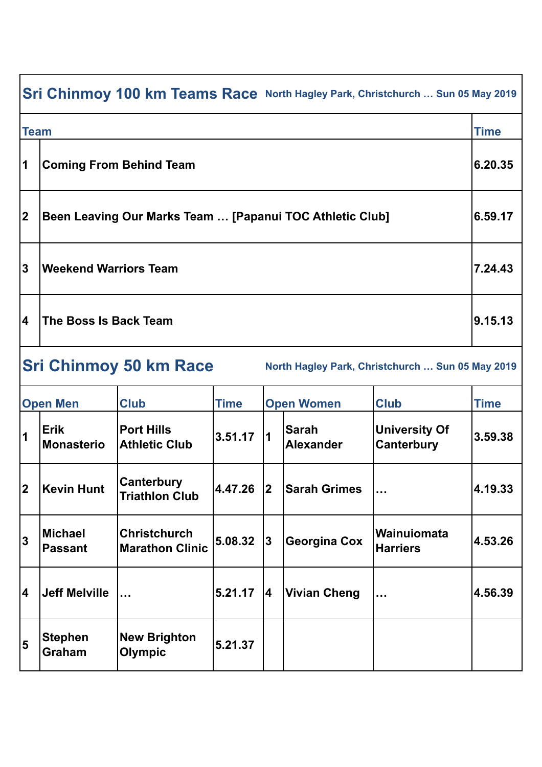## Sri Chinmoy 100 km Teams Race

North Hagley Park, Christchurch … Sun 05 May 2019

| Team | | Time |
|---|---|---|
| 1 | Coming From Behind Team | 6.20.35 |
| 2 | Been Leaving Our Marks Team … [Papanui TOC Athletic Club] | 6.59.17 |
| 3 | Weekend Warriors Team | 7.24.43 |
| 4 | The Boss Is Back Team | 9.15.13 |

## Sri Chinmoy 50 km Race

North Hagley Park, Christchurch … Sun 05 May 2019

| Open Men | | Club | Time | Open Women | | Club | Time |
|---|---|---|---|---|---|---|---|
| 1 | Erik Monasterio | Port Hills Athletic Club | 3.51.17 | 1 | Sarah Alexander | University Of Canterbury | 3.59.38 |
| 2 | Kevin Hunt | Canterbury Triathlon Club | 4.47.26 | 2 | Sarah Grimes | … | 4.19.33 |
| 3 | Michael Passant | Christchurch Marathon Clinic | 5.08.32 | 3 | Georgina Cox | Wainuiomata Harriers | 4.53.26 |
| 4 | Jeff Melville | … | 5.21.17 | 4 | Vivian Cheng | … | 4.56.39 |
| 5 | Stephen Graham | New Brighton Olympic | 5.21.37 | | | | |